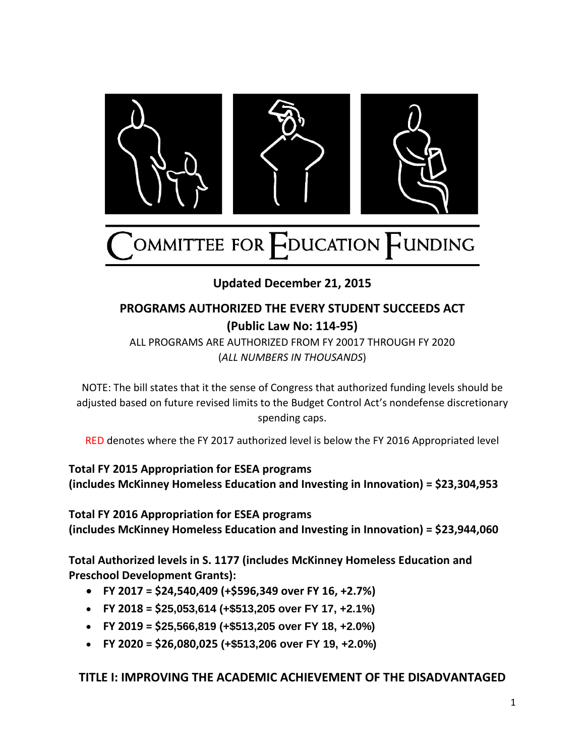# COMMITTEE FOR EDUCATION FUNDING

**Updated December 21, 2015**

## PROGRAMS AUTHORIZED THE EVERY STUDENT SUCCEEDS ACT (Public Law No: 114-95)

ALL PROGRAMS ARE AUTHORIZED FROM FY 20017 THROUGH FY 2020
(*ALL NUMBERS IN THOUSANDS*)

NOTE: The bill states that it the sense of Congress that authorized funding levels should be adjusted based on future revised limits to the Budget Control Act's nondefense discretionary spending caps.

RED denotes where the FY 2017 authorized level is below the FY 2016 Appropriated level

**Total FY 2015 Appropriation for ESEA programs (includes McKinney Homeless Education and Investing in Innovation) = $23,304,953**

**Total FY 2016 Appropriation for ESEA programs (includes McKinney Homeless Education and Investing in Innovation) = $23,944,060**

**Total Authorized levels in S. 1177 (includes McKinney Homeless Education and Preschool Development Grants):**

- **FY 2017 = $24,540,409 (+$596,349 over FY 16, +2.7%)**
- **FY 2018 = $25,053,614 (+$513,205 over FY 17, +2.1%)**
- **FY 2019 = $25,566,819 (+$513,205 over FY 18, +2.0%)**
- **FY 2020 = $26,080,025 (+$513,206 over FY 19, +2.0%)**

## TITLE I: IMPROVING THE ACADEMIC ACHIEVEMENT OF THE DISADVANTAGED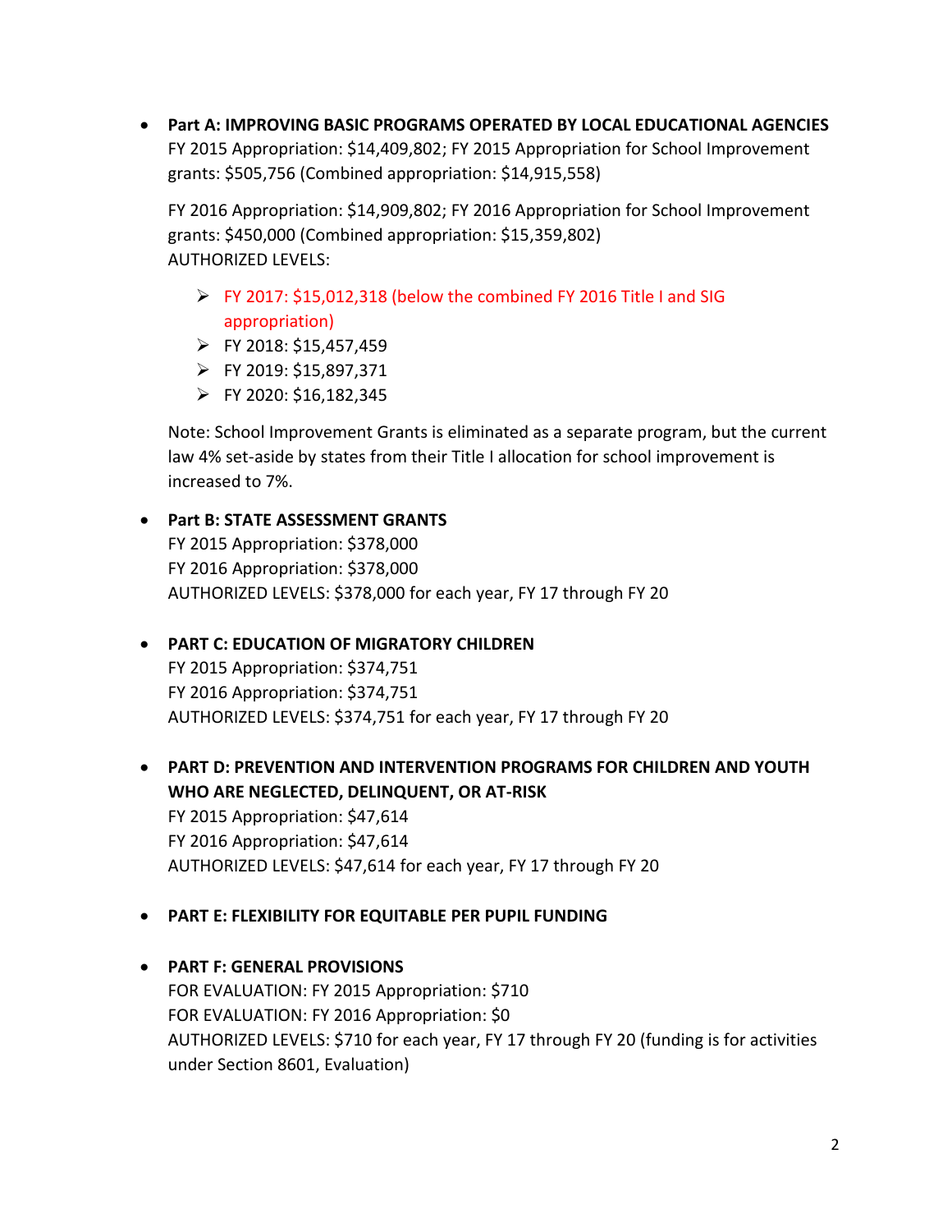- **Part A: IMPROVING BASIC PROGRAMS OPERATED BY LOCAL EDUCATIONAL AGENCIES**
  FY 2015 Appropriation: $14,409,802; FY 2015 Appropriation for School Improvement grants: $505,756 (Combined appropriation: $14,915,558)

  FY 2016 Appropriation: $14,909,802; FY 2016 Appropriation for School Improvement grants: $450,000 (Combined appropriation: $15,359,802)
  AUTHORIZED LEVELS:

  - FY 2017: $15,012,318 (below the combined FY 2016 Title I and SIG appropriation)
  - FY 2018: $15,457,459
  - FY 2019: $15,897,371
  - FY 2020: $16,182,345

  Note: School Improvement Grants is eliminated as a separate program, but the current law 4% set-aside by states from their Title I allocation for school improvement is increased to 7%.

- **Part B: STATE ASSESSMENT GRANTS**
  FY 2015 Appropriation: $378,000
  FY 2016 Appropriation: $378,000
  AUTHORIZED LEVELS: $378,000 for each year, FY 17 through FY 20

- **PART C: EDUCATION OF MIGRATORY CHILDREN**
  FY 2015 Appropriation: $374,751
  FY 2016 Appropriation: $374,751
  AUTHORIZED LEVELS: $374,751 for each year, FY 17 through FY 20

- **PART D: PREVENTION AND INTERVENTION PROGRAMS FOR CHILDREN AND YOUTH WHO ARE NEGLECTED, DELINQUENT, OR AT-RISK**
  FY 2015 Appropriation: $47,614
  FY 2016 Appropriation: $47,614
  AUTHORIZED LEVELS: $47,614 for each year, FY 17 through FY 20

- **PART E: FLEXIBILITY FOR EQUITABLE PER PUPIL FUNDING**

- **PART F: GENERAL PROVISIONS**
  FOR EVALUATION: FY 2015 Appropriation: $710
  FOR EVALUATION: FY 2016 Appropriation: $0
  AUTHORIZED LEVELS: $710 for each year, FY 17 through FY 20 (funding is for activities under Section 8601, Evaluation)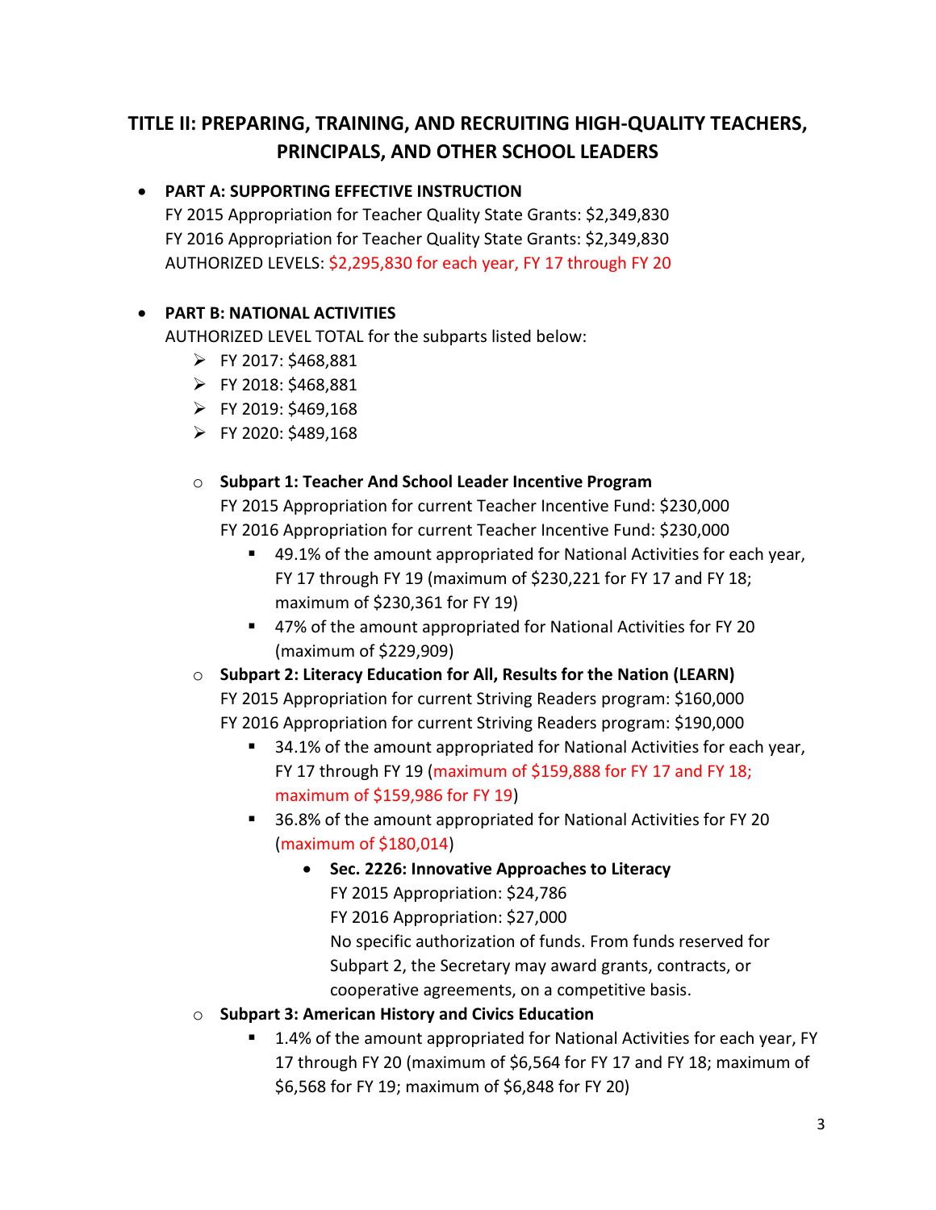## TITLE II: PREPARING, TRAINING, AND RECRUITING HIGH-QUALITY TEACHERS, PRINCIPALS, AND OTHER SCHOOL LEADERS

- **PART A: SUPPORTING EFFECTIVE INSTRUCTION**
  FY 2015 Appropriation for Teacher Quality State Grants: $2,349,830
  FY 2016 Appropriation for Teacher Quality State Grants: $2,349,830
  AUTHORIZED LEVELS: $2,295,830 for each year, FY 17 through FY 20

- **PART B: NATIONAL ACTIVITIES**
  AUTHORIZED LEVEL TOTAL for the subparts listed below:
  - FY 2017: $468,881
  - FY 2018: $468,881
  - FY 2019: $469,168
  - FY 2020: $489,168

  - **Subpart 1: Teacher And School Leader Incentive Program**
    FY 2015 Appropriation for current Teacher Incentive Fund: $230,000
    FY 2016 Appropriation for current Teacher Incentive Fund: $230,000
    - 49.1% of the amount appropriated for National Activities for each year, FY 17 through FY 19 (maximum of $230,221 for FY 17 and FY 18; maximum of $230,361 for FY 19)
    - 47% of the amount appropriated for National Activities for FY 20 (maximum of $229,909)
  - **Subpart 2: Literacy Education for All, Results for the Nation (LEARN)**
    FY 2015 Appropriation for current Striving Readers program: $160,000
    FY 2016 Appropriation for current Striving Readers program: $190,000
    - 34.1% of the amount appropriated for National Activities for each year, FY 17 through FY 19 (maximum of $159,888 for FY 17 and FY 18; maximum of $159,986 for FY 19)
    - 36.8% of the amount appropriated for National Activities for FY 20 (maximum of $180,014)
      - **Sec. 2226: Innovative Approaches to Literacy**
        FY 2015 Appropriation: $24,786
        FY 2016 Appropriation: $27,000
        No specific authorization of funds. From funds reserved for Subpart 2, the Secretary may award grants, contracts, or cooperative agreements, on a competitive basis.
  - **Subpart 3: American History and Civics Education**
    - 1.4% of the amount appropriated for National Activities for each year, FY 17 through FY 20 (maximum of $6,564 for FY 17 and FY 18; maximum of $6,568 for FY 19; maximum of $6,848 for FY 20)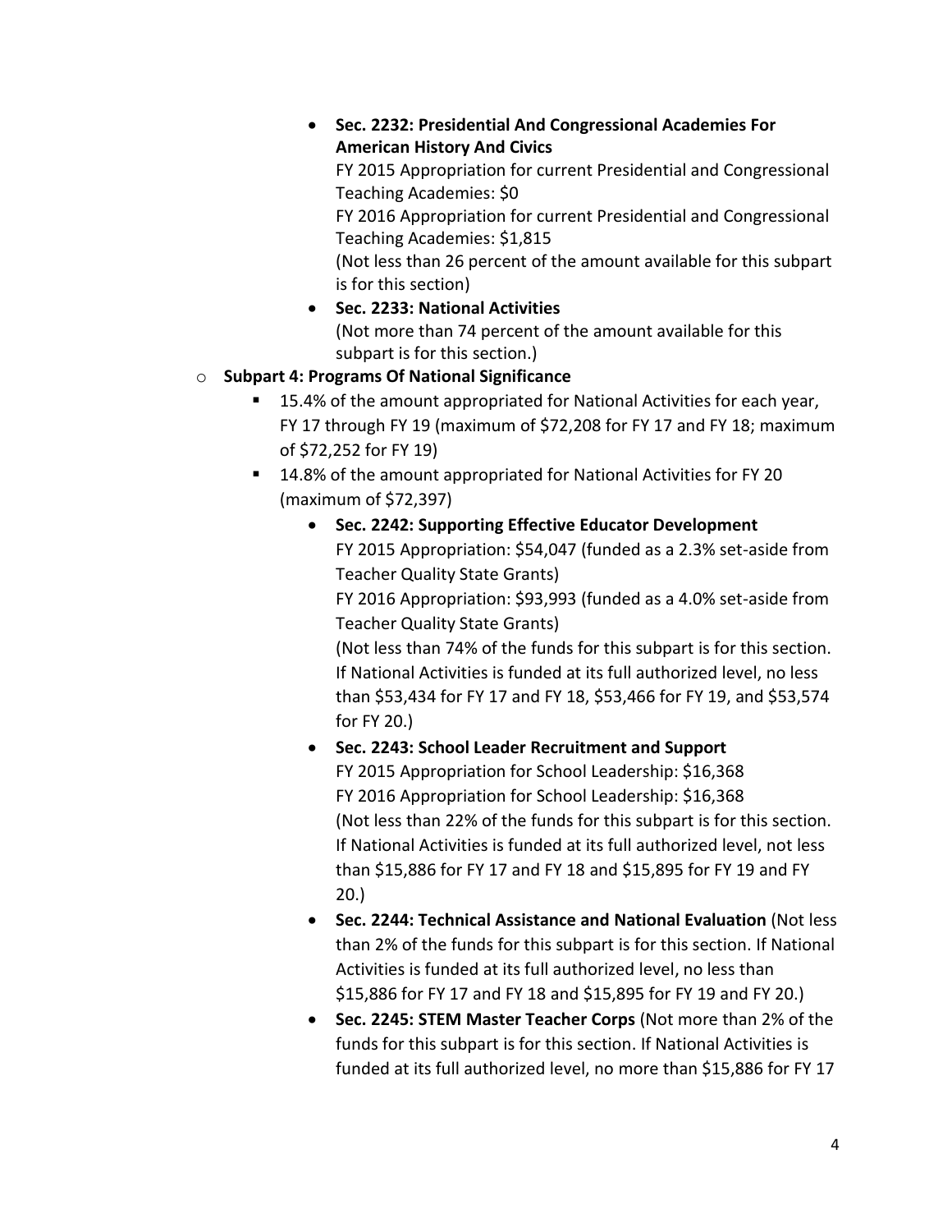- **Sec. 2232: Presidential And Congressional Academies For American History And Civics**
          FY 2015 Appropriation for current Presidential and Congressional Teaching Academies: $0
          FY 2016 Appropriation for current Presidential and Congressional Teaching Academies: $1,815
          (Not less than 26 percent of the amount available for this subpart is for this section)
        - **Sec. 2233: National Activities**
          (Not more than 74 percent of the amount available for this subpart is for this section.)

    - **Subpart 4: Programs Of National Significance**
        - 15.4% of the amount appropriated for National Activities for each year, FY 17 through FY 19 (maximum of $72,208 for FY 17 and FY 18; maximum of $72,252 for FY 19)
        - 14.8% of the amount appropriated for National Activities for FY 20 (maximum of $72,397)
            - **Sec. 2242: Supporting Effective Educator Development**
              FY 2015 Appropriation: $54,047 (funded as a 2.3% set-aside from Teacher Quality State Grants)
              FY 2016 Appropriation: $93,993 (funded as a 4.0% set-aside from Teacher Quality State Grants)
              (Not less than 74% of the funds for this subpart is for this section. If National Activities is funded at its full authorized level, no less than $53,434 for FY 17 and FY 18, $53,466 for FY 19, and $53,574 for FY 20.)
            - **Sec. 2243: School Leader Recruitment and Support**
              FY 2015 Appropriation for School Leadership: $16,368
              FY 2016 Appropriation for School Leadership: $16,368
              (Not less than 22% of the funds for this subpart is for this section. If National Activities is funded at its full authorized level, not less than $15,886 for FY 17 and FY 18 and $15,895 for FY 19 and FY 20.)
            - **Sec. 2244: Technical Assistance and National Evaluation** (Not less than 2% of the funds for this subpart is for this section. If National Activities is funded at its full authorized level, no less than $15,886 for FY 17 and FY 18 and $15,895 for FY 19 and FY 20.)
            - **Sec. 2245: STEM Master Teacher Corps** (Not more than 2% of the funds for this subpart is for this section. If National Activities is funded at its full authorized level, no more than $15,886 for FY 17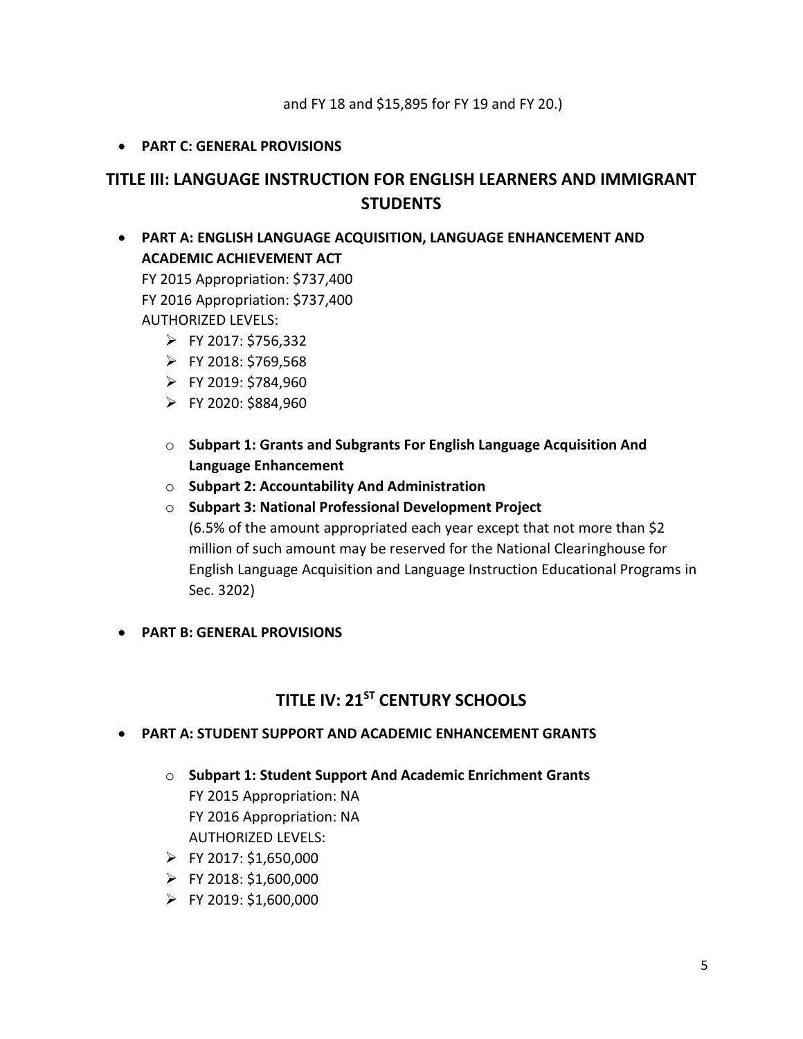and FY 18 and $15,895 for FY 19 and FY 20.)

- **PART C: GENERAL PROVISIONS**

## TITLE III: LANGUAGE INSTRUCTION FOR ENGLISH LEARNERS AND IMMIGRANT STUDENTS

- **PART A: ENGLISH LANGUAGE ACQUISITION, LANGUAGE ENHANCEMENT AND ACADEMIC ACHIEVEMENT ACT**
  FY 2015 Appropriation: $737,400
  FY 2016 Appropriation: $737,400
  AUTHORIZED LEVELS:
  - FY 2017: $756,332
  - FY 2018: $769,568
  - FY 2019: $784,960
  - FY 2020: $884,960

  - **Subpart 1: Grants and Subgrants For English Language Acquisition And Language Enhancement**
  - **Subpart 2: Accountability And Administration**
  - **Subpart 3: National Professional Development Project**
    (6.5% of the amount appropriated each year except that not more than $2 million of such amount may be reserved for the National Clearinghouse for English Language Acquisition and Language Instruction Educational Programs in Sec. 3202)

- **PART B: GENERAL PROVISIONS**

## TITLE IV: 21ST CENTURY SCHOOLS

- **PART A: STUDENT SUPPORT AND ACADEMIC ENHANCEMENT GRANTS**

  - **Subpart 1: Student Support And Academic Enrichment Grants**
    FY 2015 Appropriation: NA
    FY 2016 Appropriation: NA
    AUTHORIZED LEVELS:
  - FY 2017: $1,650,000
  - FY 2018: $1,600,000
  - FY 2019: $1,600,000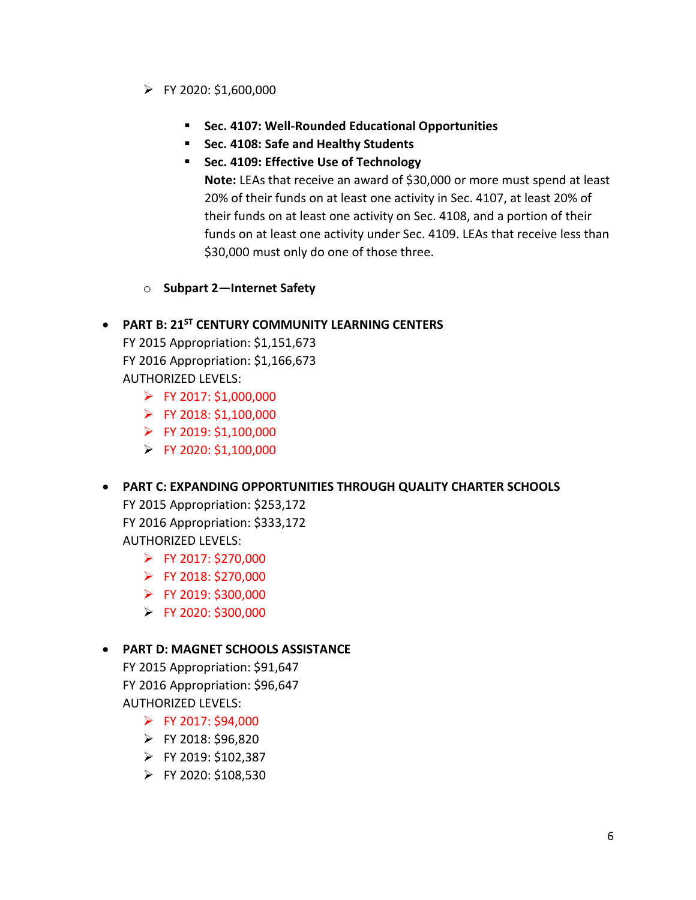- FY 2020: $1,600,000

    - **Sec. 4107: Well-Rounded Educational Opportunities**
    - **Sec. 4108: Safe and Healthy Students**
    - **Sec. 4109: Effective Use of Technology**

      **Note:** LEAs that receive an award of $30,000 or more must spend at least 20% of their funds on at least one activity in Sec. 4107, at least 20% of their funds on at least one activity on Sec. 4108, and a portion of their funds on at least one activity under Sec. 4109. LEAs that receive less than $30,000 must only do one of those three.

  - **Subpart 2—Internet Safety**

- **PART B: 21ST CENTURY COMMUNITY LEARNING CENTERS**
  FY 2015 Appropriation: $1,151,673
  FY 2016 Appropriation: $1,166,673
  AUTHORIZED LEVELS:
    - FY 2017: $1,000,000
    - FY 2018: $1,100,000
    - FY 2019: $1,100,000
    - FY 2020: $1,100,000

- **PART C: EXPANDING OPPORTUNITIES THROUGH QUALITY CHARTER SCHOOLS**
  FY 2015 Appropriation: $253,172
  FY 2016 Appropriation: $333,172
  AUTHORIZED LEVELS:
    - FY 2017: $270,000
    - FY 2018: $270,000
    - FY 2019: $300,000
    - FY 2020: $300,000

- **PART D: MAGNET SCHOOLS ASSISTANCE**
  FY 2015 Appropriation: $91,647
  FY 2016 Appropriation: $96,647
  AUTHORIZED LEVELS:
    - FY 2017: $94,000
    - FY 2018: $96,820
    - FY 2019: $102,387
    - FY 2020: $108,530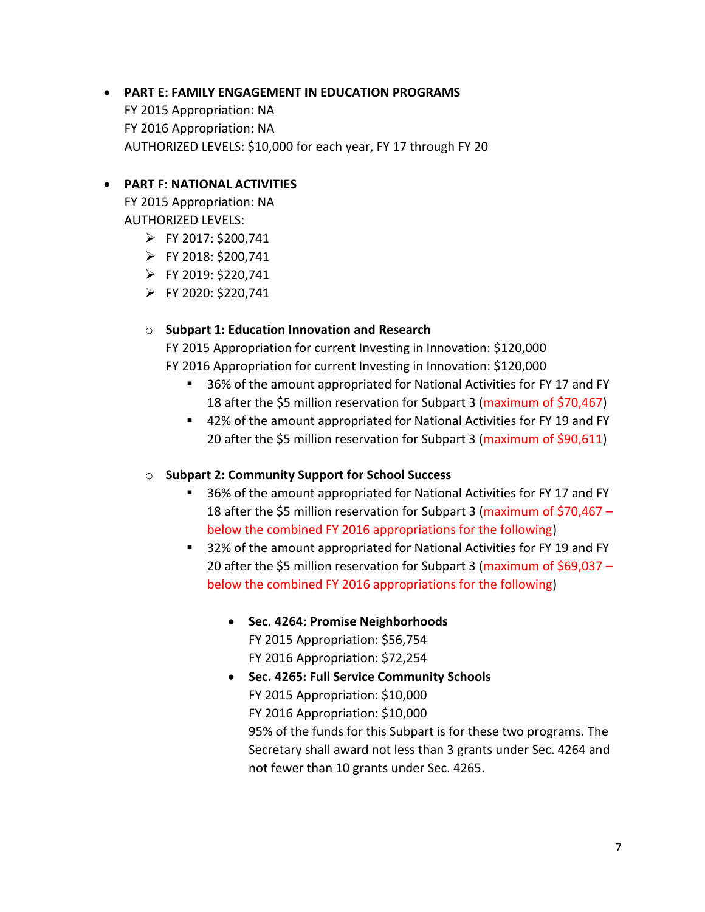- **PART E: FAMILY ENGAGEMENT IN EDUCATION PROGRAMS**
  FY 2015 Appropriation: NA
  FY 2016 Appropriation: NA
  AUTHORIZED LEVELS: $10,000 for each year, FY 17 through FY 20

- **PART F: NATIONAL ACTIVITIES**
  FY 2015 Appropriation: NA
  AUTHORIZED LEVELS:
  - FY 2017: $200,741
  - FY 2018: $200,741
  - FY 2019: $220,741
  - FY 2020: $220,741

  - **Subpart 1: Education Innovation and Research**
    FY 2015 Appropriation for current Investing in Innovation: $120,000
    FY 2016 Appropriation for current Investing in Innovation: $120,000
    - 36% of the amount appropriated for National Activities for FY 17 and FY 18 after the $5 million reservation for Subpart 3 (maximum of $70,467)
    - 42% of the amount appropriated for National Activities for FY 19 and FY 20 after the $5 million reservation for Subpart 3 (maximum of $90,611)

  - **Subpart 2: Community Support for School Success**
    - 36% of the amount appropriated for National Activities for FY 17 and FY 18 after the $5 million reservation for Subpart 3 (maximum of $70,467 – below the combined FY 2016 appropriations for the following)
    - 32% of the amount appropriated for National Activities for FY 19 and FY 20 after the $5 million reservation for Subpart 3 (maximum of $69,037 – below the combined FY 2016 appropriations for the following)

      - **Sec. 4264: Promise Neighborhoods**
        FY 2015 Appropriation: $56,754
        FY 2016 Appropriation: $72,254
      - **Sec. 4265: Full Service Community Schools**
        FY 2015 Appropriation: $10,000
        FY 2016 Appropriation: $10,000
        95% of the funds for this Subpart is for these two programs. The Secretary shall award not less than 3 grants under Sec. 4264 and not fewer than 10 grants under Sec. 4265.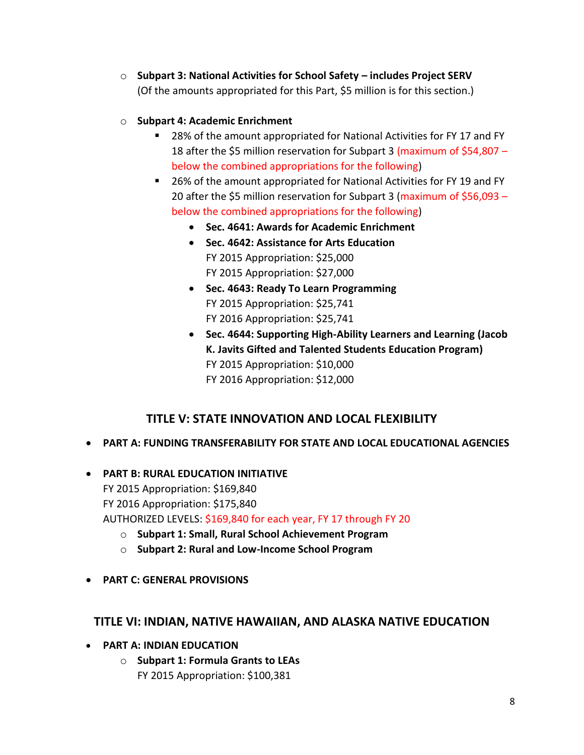- **Subpart 3: National Activities for School Safety – includes Project SERV**
  (Of the amounts appropriated for this Part, $5 million is for this section.)

- **Subpart 4: Academic Enrichment**
  - 28% of the amount appropriated for National Activities for FY 17 and FY 18 after the $5 million reservation for Subpart 3 (maximum of $54,807 – below the combined appropriations for the following)
  - 26% of the amount appropriated for National Activities for FY 19 and FY 20 after the $5 million reservation for Subpart 3 (maximum of $56,093 – below the combined appropriations for the following)
    - **Sec. 4641: Awards for Academic Enrichment**
    - **Sec. 4642: Assistance for Arts Education**
      FY 2015 Appropriation: $25,000
      FY 2015 Appropriation: $27,000
    - **Sec. 4643: Ready To Learn Programming**
      FY 2015 Appropriation: $25,741
      FY 2016 Appropriation: $25,741
    - **Sec. 4644: Supporting High-Ability Learners and Learning (Jacob K. Javits Gifted and Talented Students Education Program)**
      FY 2015 Appropriation: $10,000
      FY 2016 Appropriation: $12,000

## TITLE V: STATE INNOVATION AND LOCAL FLEXIBILITY

- **PART A: FUNDING TRANSFERABILITY FOR STATE AND LOCAL EDUCATIONAL AGENCIES**

- **PART B: RURAL EDUCATION INITIATIVE**
  FY 2015 Appropriation: $169,840
  FY 2016 Appropriation: $175,840
  AUTHORIZED LEVELS: $169,840 for each year, FY 17 through FY 20
  - **Subpart 1: Small, Rural School Achievement Program**
  - **Subpart 2: Rural and Low-Income School Program**

- **PART C: GENERAL PROVISIONS**

## TITLE VI: INDIAN, NATIVE HAWAIIAN, AND ALASKA NATIVE EDUCATION

- **PART A: INDIAN EDUCATION**
  - **Subpart 1: Formula Grants to LEAs**
    FY 2015 Appropriation: $100,381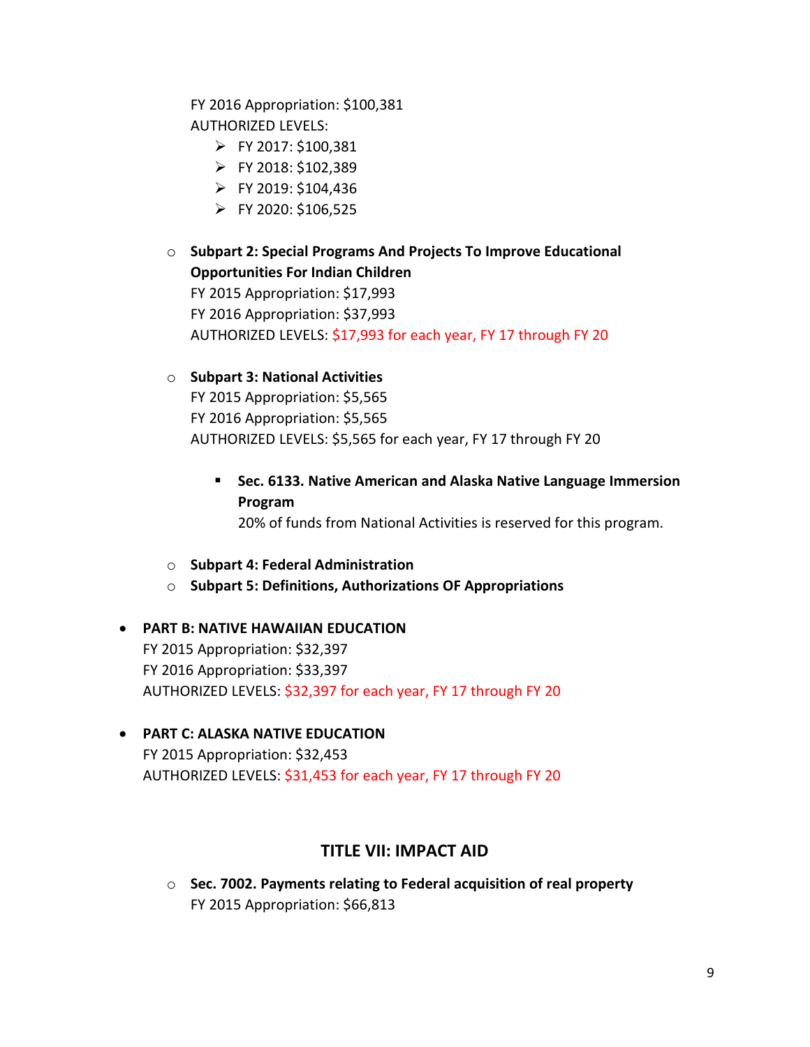FY 2016 Appropriation: $100,381
AUTHORIZED LEVELS:

- FY 2017: $100,381
- FY 2018: $102,389
- FY 2019: $104,436
- FY 2020: $106,525

- **Subpart 2: Special Programs And Projects To Improve Educational Opportunities For Indian Children**
  FY 2015 Appropriation: $17,993
  FY 2016 Appropriation: $37,993
  AUTHORIZED LEVELS: $17,993 for each year, FY 17 through FY 20

- **Subpart 3: National Activities**
  FY 2015 Appropriation: $5,565
  FY 2016 Appropriation: $5,565
  AUTHORIZED LEVELS: $5,565 for each year, FY 17 through FY 20

  - **Sec. 6133. Native American and Alaska Native Language Immersion Program**
    20% of funds from National Activities is reserved for this program.

- **Subpart 4: Federal Administration**
- **Subpart 5: Definitions, Authorizations OF Appropriations**

- **PART B: NATIVE HAWAIIAN EDUCATION**
  FY 2015 Appropriation: $32,397
  FY 2016 Appropriation: $33,397
  AUTHORIZED LEVELS: $32,397 for each year, FY 17 through FY 20

- **PART C: ALASKA NATIVE EDUCATION**
  FY 2015 Appropriation: $32,453
  AUTHORIZED LEVELS: $31,453 for each year, FY 17 through FY 20

## TITLE VII: IMPACT AID

- **Sec. 7002. Payments relating to Federal acquisition of real property**
  FY 2015 Appropriation: $66,813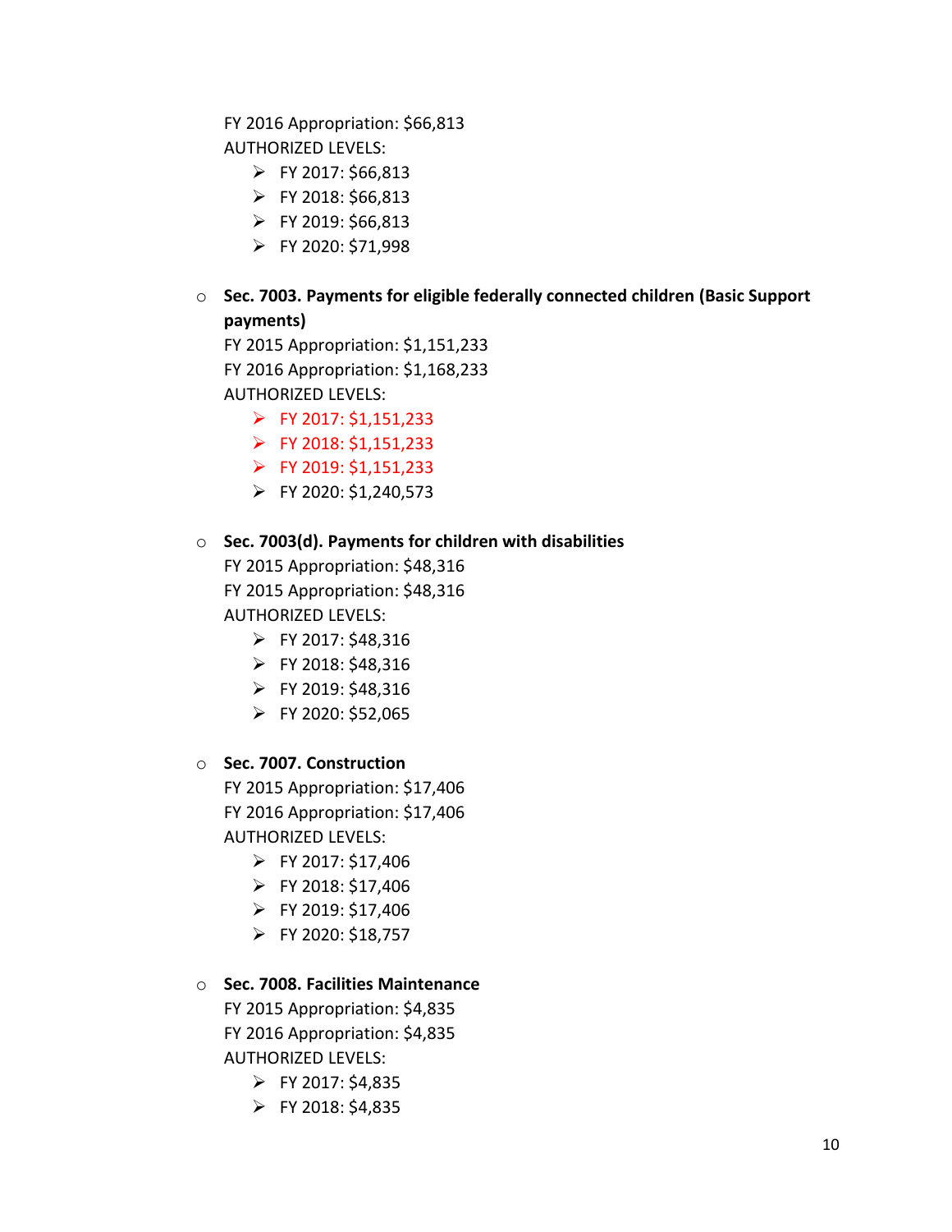FY 2016 Appropriation: $66,813
AUTHORIZED LEVELS:

- FY 2017: $66,813
- FY 2018: $66,813
- FY 2019: $66,813
- FY 2020: $71,998

- **Sec. 7003. Payments for eligible federally connected children (Basic Support payments)**
  FY 2015 Appropriation: $1,151,233
  FY 2016 Appropriation: $1,168,233
  AUTHORIZED LEVELS:
  - FY 2017: $1,151,233
  - FY 2018: $1,151,233
  - FY 2019: $1,151,233
  - FY 2020: $1,240,573

- **Sec. 7003(d). Payments for children with disabilities**
  FY 2015 Appropriation: $48,316
  FY 2015 Appropriation: $48,316
  AUTHORIZED LEVELS:
  - FY 2017: $48,316
  - FY 2018: $48,316
  - FY 2019: $48,316
  - FY 2020: $52,065

- **Sec. 7007. Construction**
  FY 2015 Appropriation: $17,406
  FY 2016 Appropriation: $17,406
  AUTHORIZED LEVELS:
  - FY 2017: $17,406
  - FY 2018: $17,406
  - FY 2019: $17,406
  - FY 2020: $18,757

- **Sec. 7008. Facilities Maintenance**
  FY 2015 Appropriation: $4,835
  FY 2016 Appropriation: $4,835
  AUTHORIZED LEVELS:
  - FY 2017: $4,835
  - FY 2018: $4,835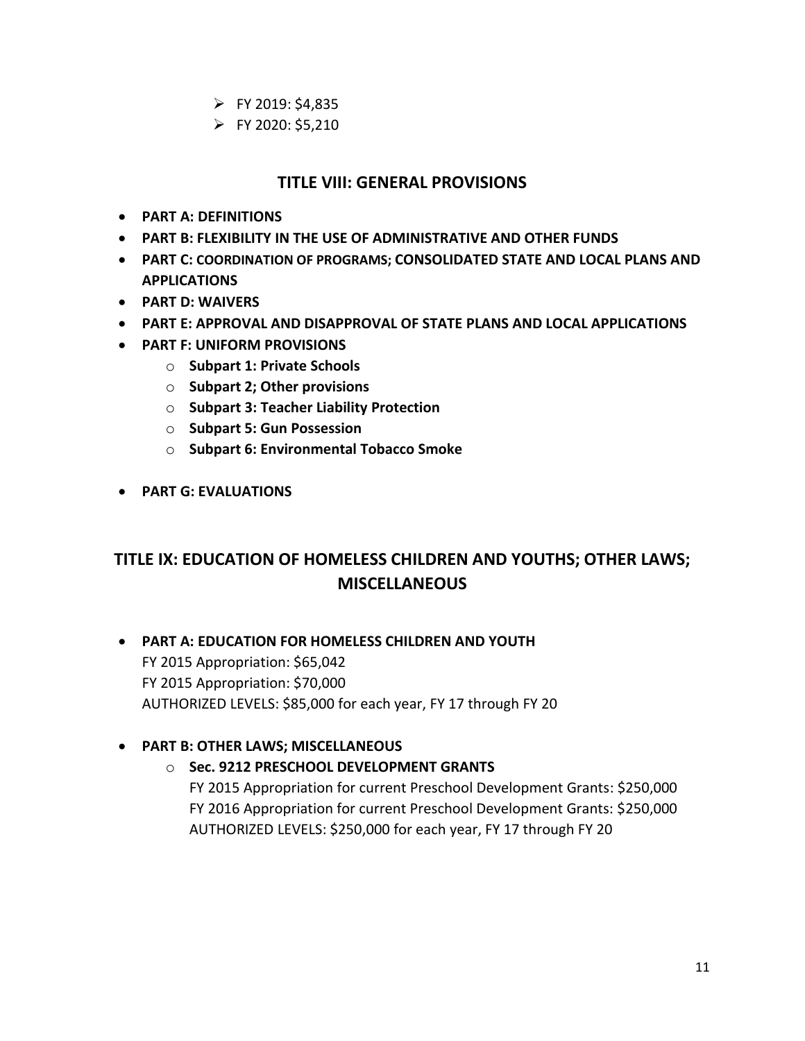- FY 2019: $4,835
- FY 2020: $5,210

## TITLE VIII: GENERAL PROVISIONS

- **PART A: DEFINITIONS**
- **PART B: FLEXIBILITY IN THE USE OF ADMINISTRATIVE AND OTHER FUNDS**
- **PART C: COORDINATION OF PROGRAMS; CONSOLIDATED STATE AND LOCAL PLANS AND APPLICATIONS**
- **PART D: WAIVERS**
- **PART E: APPROVAL AND DISAPPROVAL OF STATE PLANS AND LOCAL APPLICATIONS**
- **PART F: UNIFORM PROVISIONS**
  - **Subpart 1: Private Schools**
  - **Subpart 2; Other provisions**
  - **Subpart 3: Teacher Liability Protection**
  - **Subpart 5: Gun Possession**
  - **Subpart 6: Environmental Tobacco Smoke**
- **PART G: EVALUATIONS**

## TITLE IX: EDUCATION OF HOMELESS CHILDREN AND YOUTHS; OTHER LAWS; MISCELLANEOUS

- **PART A: EDUCATION FOR HOMELESS CHILDREN AND YOUTH**
  FY 2015 Appropriation: $65,042
  FY 2015 Appropriation: $70,000
  AUTHORIZED LEVELS: $85,000 for each year, FY 17 through FY 20

- **PART B: OTHER LAWS; MISCELLANEOUS**
  - **Sec. 9212 PRESCHOOL DEVELOPMENT GRANTS**
    FY 2015 Appropriation for current Preschool Development Grants: $250,000
    FY 2016 Appropriation for current Preschool Development Grants: $250,000
    AUTHORIZED LEVELS: $250,000 for each year, FY 17 through FY 20